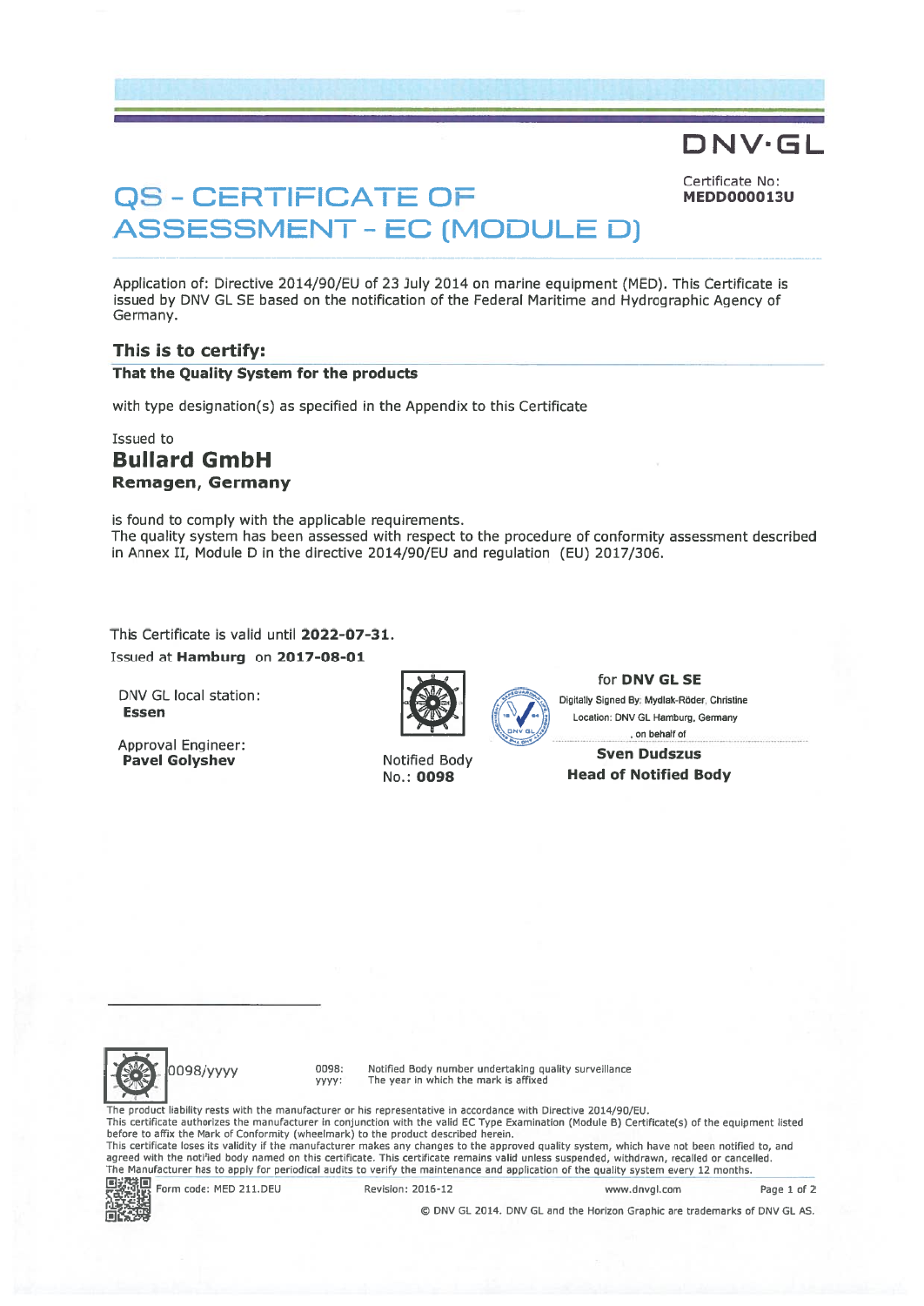DNV·GL

Certificate No:
**MEDD000013U**

# QS - CERTIFICATE OF ASSESSMENT - EC (MODULE D)

Application of: Directive 2014/90/EU of 23 July 2014 on marine equipment (MED). This Certificate is issued by DNV GL SE based on the notification of the Federal Maritime and Hydrographic Agency of Germany.

## This is to certify:

**That the Quality System for the products**

with type designation(s) as specified in the Appendix to this Certificate

Issued to

## Bullard GmbH

**Remagen, Germany**

is found to comply with the applicable requirements.
The quality system has been assessed with respect to the procedure of conformity assessment described in Annex II, Module D in the directive 2014/90/EU and regulation (EU) 2017/306.

This Certificate is valid until **2022-07-31**.
Issued at **Hamburg** on **2017-08-01**

DNV GL local station:
**Essen**

Approval Engineer:
**Pavel Golyshev**

Notified Body
No.: **0098**

for **DNV GL SE**

Digitally Signed By: Mydlak-Röder, Christine
Location: DNV GL Hamburg, Germany
, on behalf of

**Sven Dudszus**
**Head of Notified Body**

0098/yyyy

0098: Notified Body number undertaking quality surveillance
yyyy: The year in which the mark is affixed

The product liability rests with the manufacturer or his representative in accordance with Directive 2014/90/EU.
This certificate authorizes the manufacturer in conjunction with the valid EC Type Examination (Module B) Certificate(s) of the equipment listed before to affix the Mark of Conformity (wheelmark) to the product described herein.
This certificate loses its validity if the manufacturer makes any changes to the approved quality system, which have not been notified to, and agreed with the notified body named on this certificate. This certificate remains valid unless suspended, withdrawn, recalled or cancelled.
The Manufacturer has to apply for periodical audits to verify the maintenance and application of the quality system every 12 months.

Form code: MED 211.DEU Revision: 2016-12 www.dnvgl.com

© DNV GL 2014. DNV GL and the Horizon Graphic are trademarks of DNV GL AS.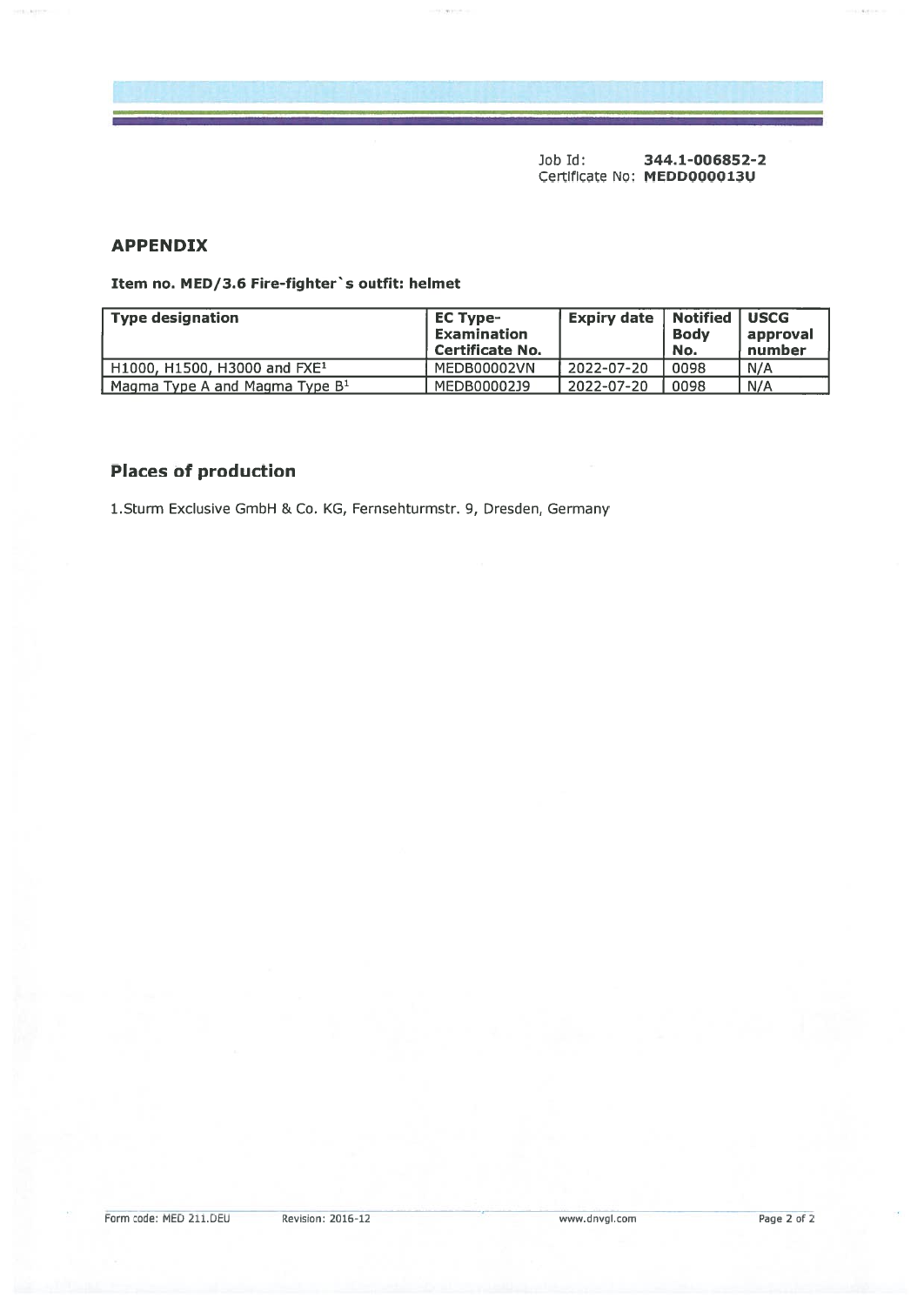Job Id: **344.1-006852-2**
Certificate No: **MEDD000013U**

## APPENDIX

**Item no. MED/3.6 Fire-fighter`s outfit: helmet**

| Type designation | EC Type-Examination Certificate No. | Expiry date | Notified Body No. | USCG approval number |
|---|---|---|---|---|
| H1000, H1500, H3000 and FXE[1] | MEDB00002VN | 2022-07-20 | 0098 | N/A |
| Magma Type A and Magma Type B[1] | MEDB00002J9 | 2022-07-20 | 0098 | N/A |

## Places of production

1. Sturm Exclusive GmbH & Co. KG, Fernsehturmstr. 9, Dresden, Germany

Form code: MED 211.DEU Revision: 2016-12 www.dnvgl.com